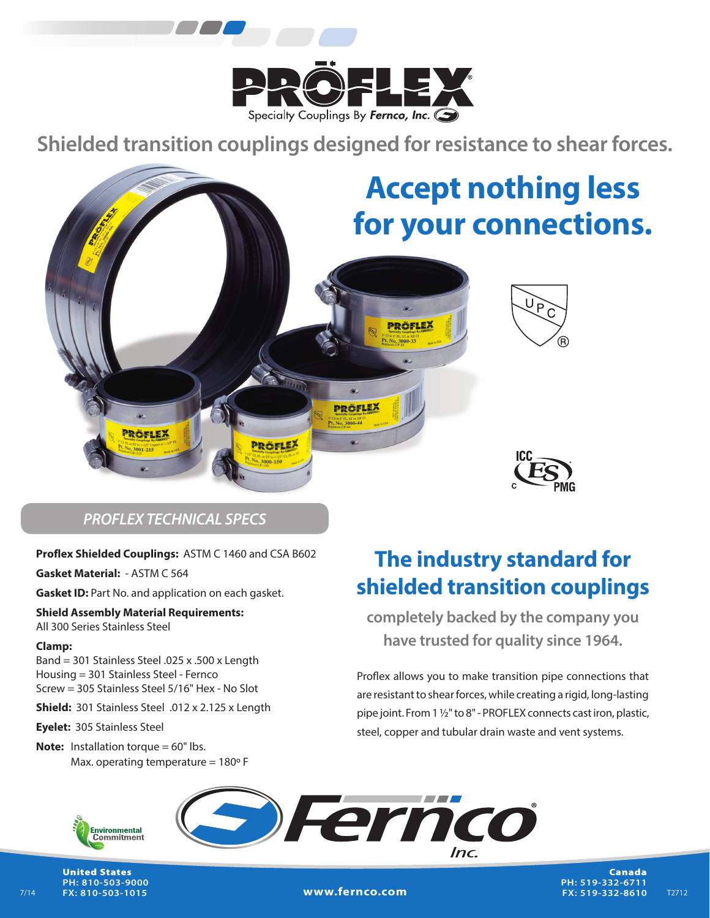# PROFLEX®

Specialty Couplings By *Fernco, Inc.*

## Shielded transition couplings designed for resistance to shear forces.

# Accept nothing less for your connections.

## *PROFLEX TECHNICAL SPECS*

**Proflex Shielded Couplings:** ASTM C 1460 and CSA B602

**Gasket Material:** - ASTM C 564

**Gasket ID:** Part No. and application on each gasket.

**Shield Assembly Material Requirements:**
All 300 Series Stainless Steel

**Clamp:**
Band = 301 Stainless Steel .025 x .500 x Length
Housing = 301 Stainless Steel - Fernco
Screw = 305 Stainless Steel 5/16" Hex - No Slot

**Shield:** 301 Stainless Steel .012 x 2.125 x Length

**Eyelet:** 305 Stainless Steel

**Note:** Installation torque = 60" lbs.
Max. operating temperature = 180º F

## The industry standard for shielded transition couplings

### completely backed by the company you have trusted for quality since 1964.

Proflex allows you to make transition pipe connections that are resistant to shear forces, while creating a rigid, long-lasting pipe joint. From 1 ½" to 8" - PROFLEX connects cast iron, plastic, steel, copper and tubular drain waste and vent systems.

Environmental Commitment

Fernco® Inc.

**United States**
**PH: 810-503-9000**
**FX: 810-503-1015**

**www.fernco.com**

**Canada**
**PH: 519-332-6711**
**FX: 519-332-8610**

7/14 T2712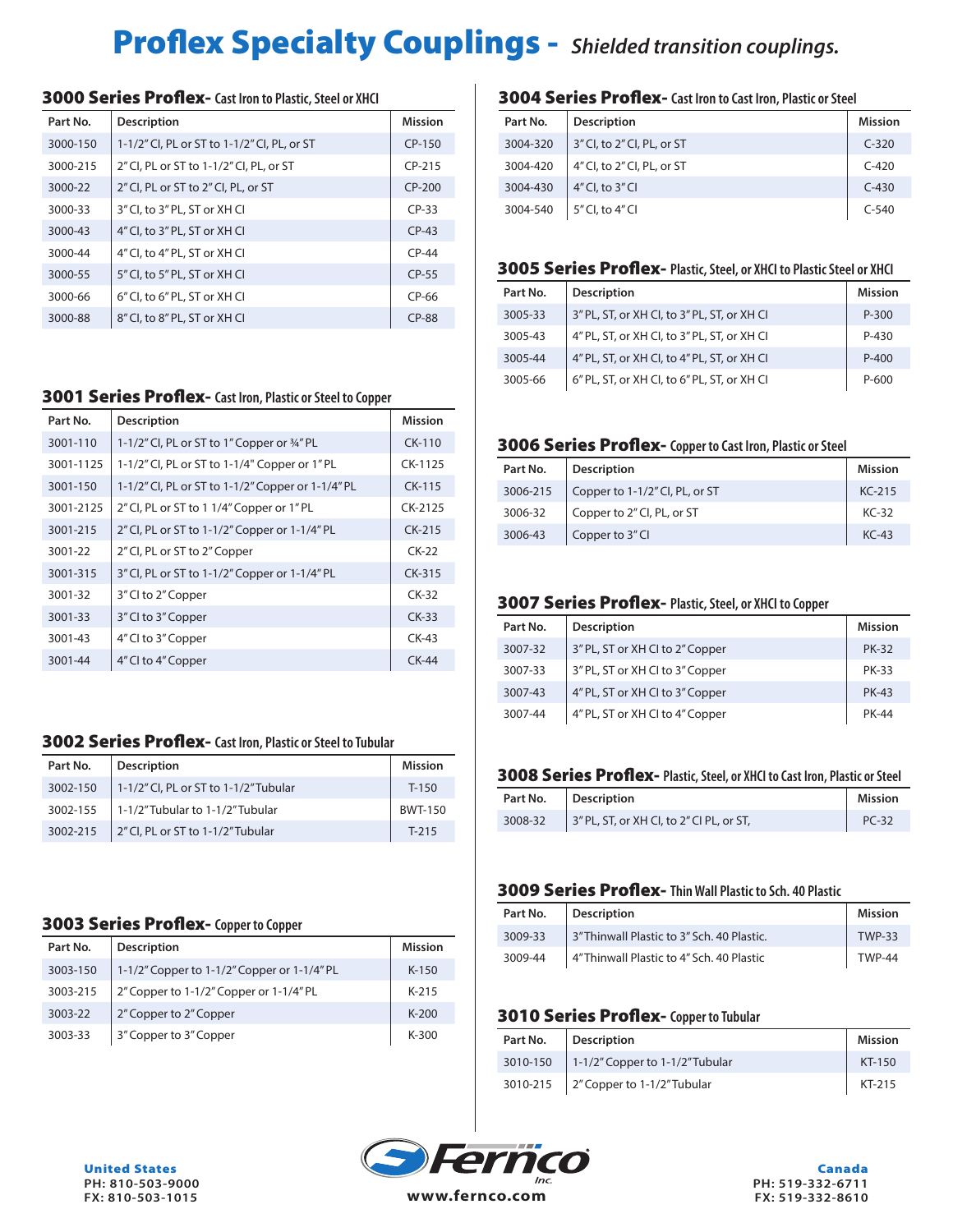# Proflex Specialty Couplings - *Shielded transition couplings.*

## 3000 Series Proflex- Cast Iron to Plastic, Steel or XHCI

| Part No. | Description | Mission |
|---|---|---|
| 3000-150 | 1-1/2" CI, PL or ST to 1-1/2" CI, PL, or ST | CP-150 |
| 3000-215 | 2" CI, PL or ST to 1-1/2" CI, PL, or ST | CP-215 |
| 3000-22 | 2" CI, PL or ST to 2" CI, PL, or ST | CP-200 |
| 3000-33 | 3" CI, to 3" PL, ST or XH CI | CP-33 |
| 3000-43 | 4" CI, to 3" PL, ST or XH CI | CP-43 |
| 3000-44 | 4" CI, to 4" PL, ST or XH CI | CP-44 |
| 3000-55 | 5" CI, to 5" PL, ST or XH CI | CP-55 |
| 3000-66 | 6" CI, to 6" PL, ST or XH CI | CP-66 |
| 3000-88 | 8" CI, to 8" PL, ST or XH CI | CP-88 |

## 3001 Series Proflex- Cast Iron, Plastic or Steel to Copper

| Part No. | Description | Mission |
|---|---|---|
| 3001-110 | 1-1/2" CI, PL or ST to 1" Copper or ¾" PL | CK-110 |
| 3001-1125 | 1-1/2" CI, PL or ST to 1-1/4" Copper or 1" PL | CK-1125 |
| 3001-150 | 1-1/2" CI, PL or ST to 1-1/2" Copper or 1-1/4" PL | CK-115 |
| 3001-2125 | 2" CI, PL or ST to 1 1/4" Copper or 1" PL | CK-2125 |
| 3001-215 | 2" CI, PL or ST to 1-1/2" Copper or 1-1/4" PL | CK-215 |
| 3001-22 | 2" CI, PL or ST to 2" Copper | CK-22 |
| 3001-315 | 3" CI, PL or ST to 1-1/2" Copper or 1-1/4" PL | CK-315 |
| 3001-32 | 3" CI to 2" Copper | CK-32 |
| 3001-33 | 3" CI to 3" Copper | CK-33 |
| 3001-43 | 4" CI to 3" Copper | CK-43 |
| 3001-44 | 4" CI to 4" Copper | CK-44 |

## 3002 Series Proflex- Cast Iron, Plastic or Steel to Tubular

| Part No. | Description | Mission |
|---|---|---|
| 3002-150 | 1-1/2" CI, PL or ST to 1-1/2" Tubular | T-150 |
| 3002-155 | 1-1/2" Tubular to 1-1/2" Tubular | BWT-150 |
| 3002-215 | 2" CI, PL or ST to 1-1/2" Tubular | T-215 |

## 3003 Series Proflex- Copper to Copper

| Part No. | Description | Mission |
|---|---|---|
| 3003-150 | 1-1/2" Copper to 1-1/2" Copper or 1-1/4" PL | K-150 |
| 3003-215 | 2" Copper to 1-1/2" Copper or 1-1/4" PL | K-215 |
| 3003-22 | 2" Copper to 2" Copper | K-200 |
| 3003-33 | 3" Copper to 3" Copper | K-300 |

## 3004 Series Proflex- Cast Iron to Cast Iron, Plastic or Steel

| Part No. | Description | Mission |
|---|---|---|
| 3004-320 | 3" CI, to 2" CI, PL, or ST | C-320 |
| 3004-420 | 4" CI, to 2" CI, PL, or ST | C-420 |
| 3004-430 | 4" CI, to 3" CI | C-430 |
| 3004-540 | 5" CI, to 4" CI | C-540 |

## 3005 Series Proflex- Plastic, Steel, or XHCI to Plastic Steel or XHCI

| Part No. | Description | Mission |
|---|---|---|
| 3005-33 | 3" PL, ST, or XH CI, to 3" PL, ST, or XH CI | P-300 |
| 3005-43 | 4" PL, ST, or XH CI, to 3" PL, ST, or XH CI | P-430 |
| 3005-44 | 4" PL, ST, or XH CI, to 4" PL, ST, or XH CI | P-400 |
| 3005-66 | 6" PL, ST, or XH CI, to 6" PL, ST, or XH CI | P-600 |

## 3006 Series Proflex- Copper to Cast Iron, Plastic or Steel

| Part No. | Description | Mission |
|---|---|---|
| 3006-215 | Copper to 1-1/2" CI, PL, or ST | KC-215 |
| 3006-32 | Copper to 2" CI, PL, or ST | KC-32 |
| 3006-43 | Copper to 3" CI | KC-43 |

## 3007 Series Proflex- Plastic, Steel, or XHCI to Copper

| Part No. | Description | Mission |
|---|---|---|
| 3007-32 | 3" PL, ST or XH CI to 2" Copper | PK-32 |
| 3007-33 | 3" PL, ST or XH CI to 3" Copper | PK-33 |
| 3007-43 | 4" PL, ST or XH CI to 3" Copper | PK-43 |
| 3007-44 | 4" PL, ST or XH CI to 4" Copper | PK-44 |

## 3008 Series Proflex- Plastic, Steel, or XHCI to Cast Iron, Plastic or Steel

| Part No. | Description | Mission |
|---|---|---|
| 3008-32 | 3" PL, ST, or XH CI, to 2" CI PL, or ST, | PC-32 |

## 3009 Series Proflex- Thin Wall Plastic to Sch. 40 Plastic

| Part No. | Description | Mission |
|---|---|---|
| 3009-33 | 3" Thinwall Plastic to 3" Sch. 40 Plastic. | TWP-33 |
| 3009-44 | 4" Thinwall Plastic to 4" Sch. 40 Plastic | TWP-44 |

## 3010 Series Proflex- Copper to Tubular

| Part No. | Description | Mission |
|---|---|---|
| 3010-150 | 1-1/2" Copper to 1-1/2" Tubular | KT-150 |
| 3010-215 | 2" Copper to 1-1/2" Tubular | KT-215 |

**United States**
PH: 810-503-9000
FX: 810-503-1015

Fernco Inc.
www.fernco.com

**Canada**
PH: 519-332-6711
FX: 519-332-8610